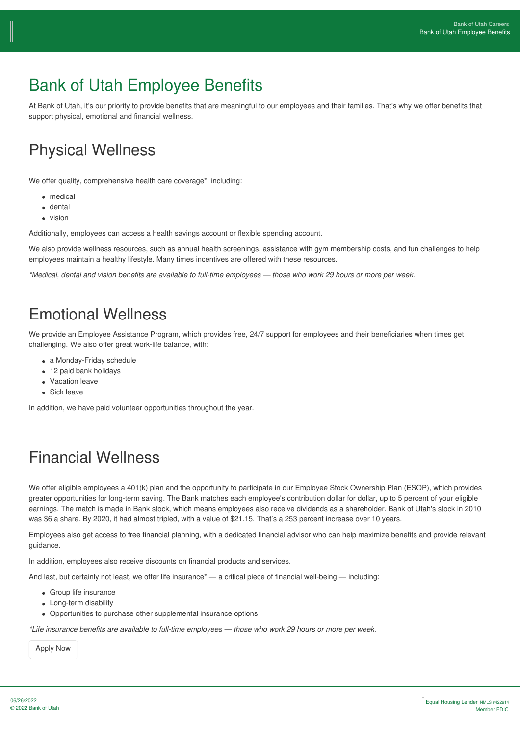# Bank of Utah Employee Benefits

At Bank of Utah, it's our priority to provide benefits that are meaningful to our employees and their families. That's why we offer benefits that support physical, emotional and financial wellness.

## Physical Wellness

We offer quality, comprehensive health care coverage*, including:

- medical
- dental
- vision

Additionally, employees can access a health savings account or flexible spending account.

We also provide wellness resources, such as annual health screenings, assistance with gym membership costs, and fun challenges to help employees maintain a healthy lifestyle. Many times incentives are offered with these resources.

*\*Medical, dental and vision benefits are available to full-time employees — those who work 29 hours or more per week.*

## Emotional Wellness

We provide an Employee Assistance Program, which provides free, 24/7 support for employees and their beneficiaries when times get challenging. We also offer great work-life balance, with:

- a Monday-Friday schedule
- 12 paid bank holidays
- Vacation leave
- Sick leave

In addition, we have paid volunteer opportunities throughout the year.

## Financial Wellness

We offer eligible employees a 401(k) plan and the opportunity to participate in our Employee Stock Ownership Plan (ESOP), which provides greater opportunities for long-term saving. The Bank matches each employee's contribution dollar for dollar, up to 5 percent of your eligible earnings. The match is made in Bank stock, which means employees also receive dividends as a shareholder. Bank of Utah's stock in 2010 was $6 a share. By 2020, it had almost tripled, with a value of $21.15. That's a 253 percent increase over 10 years.

Employees also get access to free financial planning, with a dedicated financial advisor who can help maximize benefits and provide relevant guidance.

In addition, employees also receive discounts on financial products and services.

And last, but certainly not least, we offer life insurance* — a critical piece of financial well-being — including:

- Group life insurance
- Long-term disability
- Opportunities to purchase other supplemental insurance options

*\*Life insurance benefits are available to full-time employees — those who work 29 hours or more per week.*

Apply Now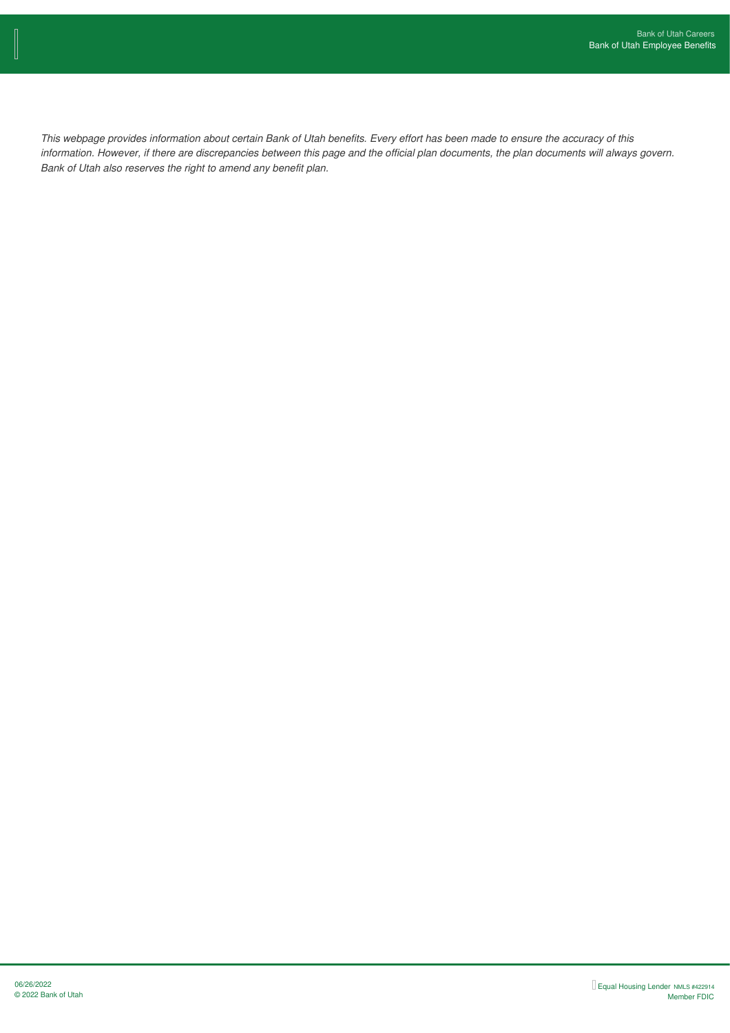*This webpage provides information about certain Bank of Utah benefits. Every effort has been made to ensure the accuracy of this information. However, if there are discrepancies between this page and the official plan documents, the plan documents will always govern. Bank of Utah also reserves the right to amend any benefit plan.*